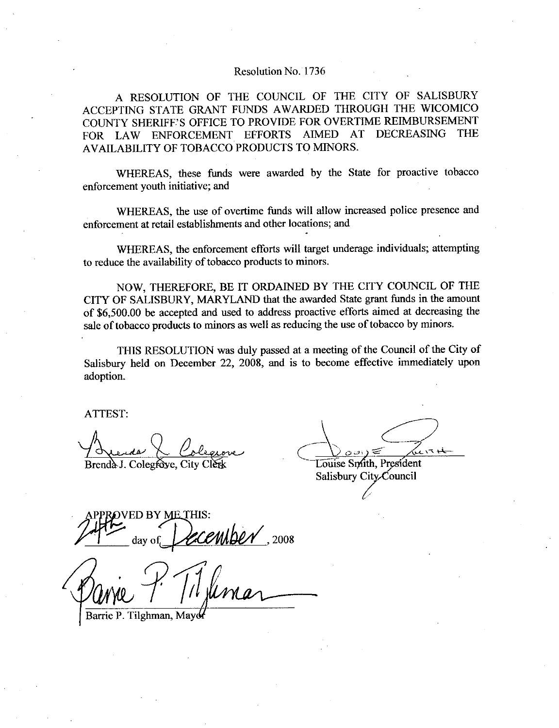Resolution No. 1736

A RESOLUTION OF THE COUNCIL OF THE CITY OF SALISBURY ACCEPTING STATE GRANT FUNDS AWARDED THROUGH THE WICOMICO COUNTY SHERIFF'S OFFICE TO PROVIDE FOR OVERTIME REIMBURSEMENT FOR LAW ENFORCEMENT EFFORTS AIMED AT DECREASING THE AVAILABILITY OF TOBACCO PRODUCTS TO MINORS.

WHEREAS, these funds were awarded by the State for proactive tobacco enforcement youth initiative; and

WHEREAS, the use of overtime funds will allow increased police presence and enforcement at retail establishments and other locations; and

WHEREAS, the enforcement efforts will target underage individuals; attempting to reduce the availability of tobacco products to minors.

NOW, THEREFORE, BE IT ORDAINED BY THE CITY COUNCIL OF THE CITY OF SALISBURY, MARYLAND that the awarded State grant funds in the amount of $6,500.00 be accepted and used to address proactive efforts aimed at decreasing the sale of tobacco products to minors as well as reducing the use of tobacco by minors.

THIS RESOLUTION was duly passed at a meeting of the Council of the City of Salisbury held on December 22, 2008, and is to become effective immediately upon adoption.

ATTEST:

Brenda J. Colegrove, City Clerk

Louise Smith, President
Salisbury City Council

APPROVED BY ME THIS:

24th day of December, 2008

Barrie P. Tilghman, Mayor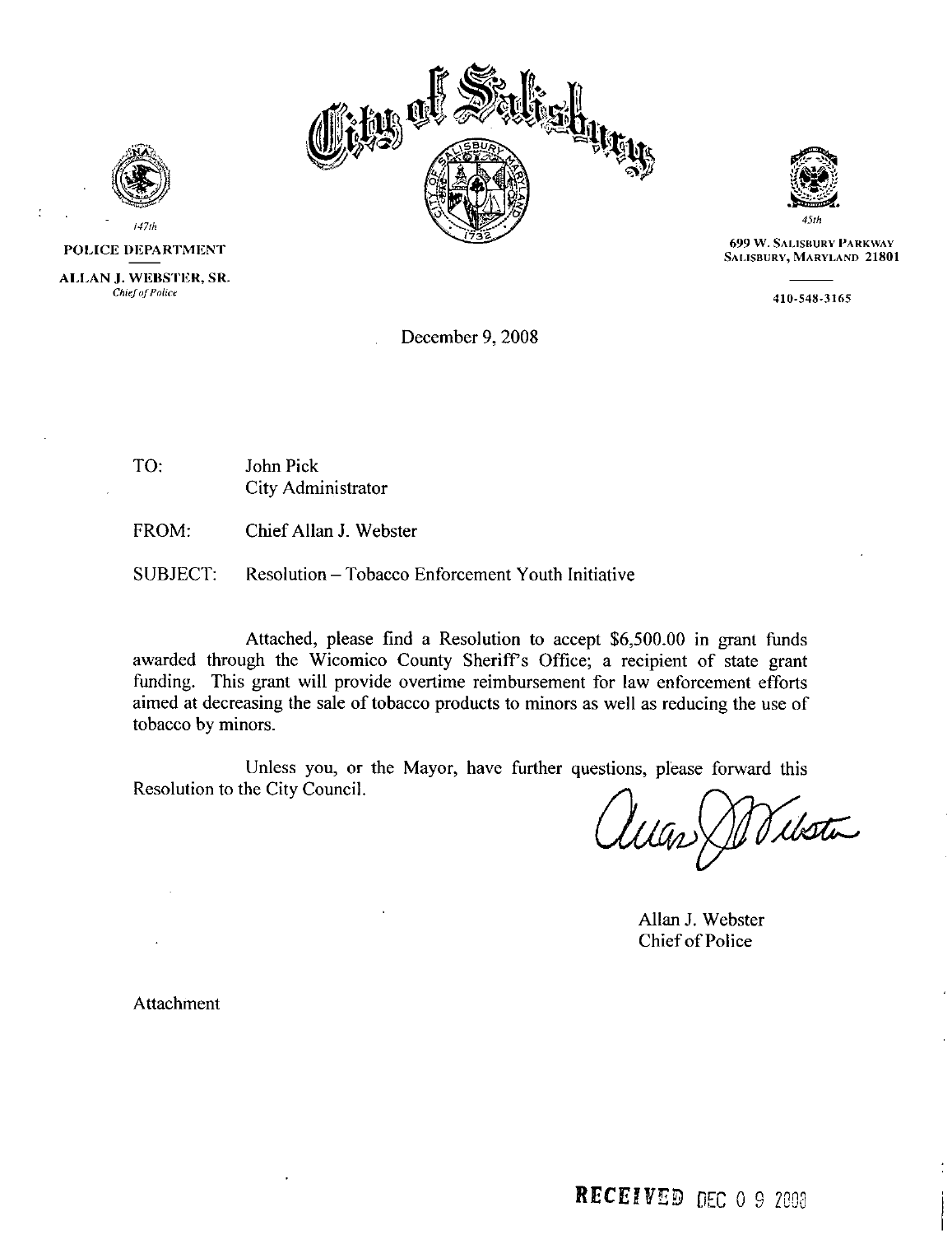City of Salisbury

147th

POLICE DEPARTMENT

ALLAN J. WEBSTER, SR.
*Chief of Police*

45th

699 W. SALISBURY PARKWAY
SALISBURY, MARYLAND 21801

410-548-3165

December 9, 2008

TO: John Pick
City Administrator

FROM: Chief Allan J. Webster

SUBJECT: Resolution – Tobacco Enforcement Youth Initiative

Attached, please find a Resolution to accept $6,500.00 in grant funds awarded through the Wicomico County Sheriff's Office; a recipient of state grant funding. This grant will provide overtime reimbursement for law enforcement efforts aimed at decreasing the sale of tobacco products to minors as well as reducing the use of tobacco by minors.

Unless you, or the Mayor, have further questions, please forward this Resolution to the City Council.

Allan J. Webster
Chief of Police

Attachment

RECEIVED DEC 0 9 2008